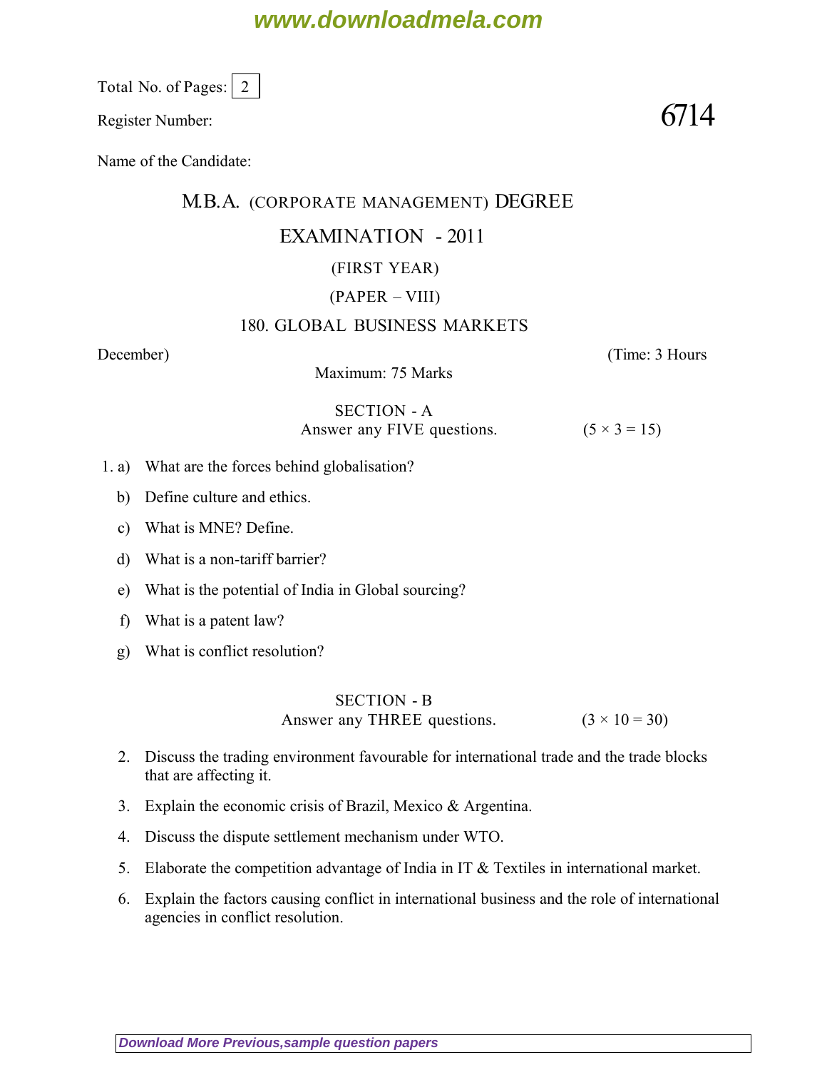Total No. of Pages: 2

Register Number:

**6714**

Name of the Candidate:

# M.B.A. (CORPORATE MANAGEMENT) DEGREE

## EXAMINATION - 2011

### (FIRST YEAR)

### (PAPER – VIII)

### 180. GLOBAL BUSINESS MARKETS

December) (Time: 3 Hours

Maximum: 75 Marks

### SECTION - A

Answer any FIVE questions. (5 × 3 = 15)

1. a) What are the forces behind globalisation?

   b) Define culture and ethics.

   c) What is MNE? Define.

   d) What is a non-tariff barrier?

   e) What is the potential of India in Global sourcing?

   f) What is a patent law?

   g) What is conflict resolution?

### SECTION - B

Answer any THREE questions. (3 × 10 = 30)

2. Discuss the trading environment favourable for international trade and the trade blocks that are affecting it.

3. Explain the economic crisis of Brazil, Mexico & Argentina.

4. Discuss the dispute settlement mechanism under WTO.

5. Elaborate the competition advantage of India in IT & Textiles in international market.

6. Explain the factors causing conflict in international business and the role of international agencies in conflict resolution.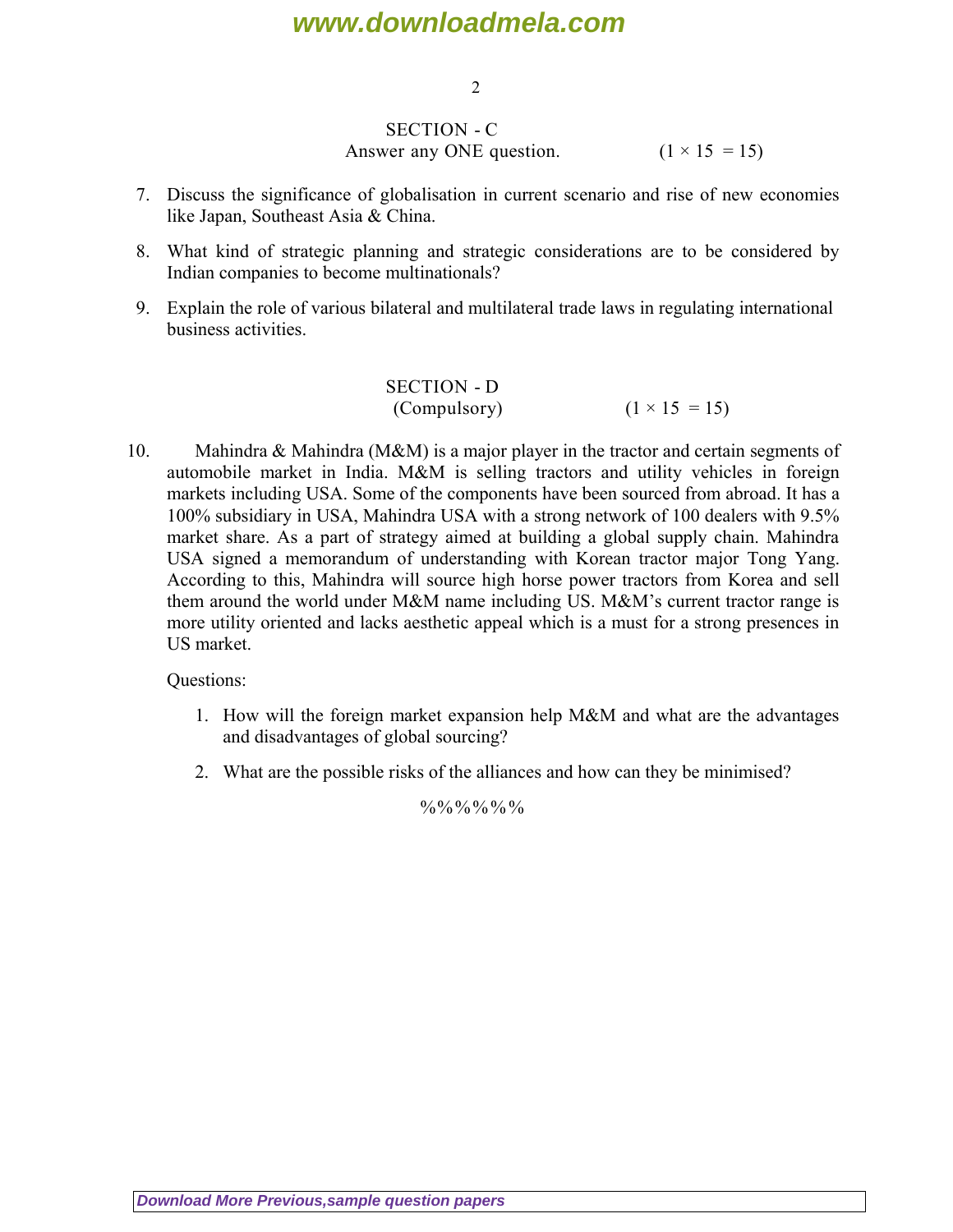## SECTION - C

Answer any ONE question. (1 × 15 = 15)

7. Discuss the significance of globalisation in current scenario and rise of new economies like Japan, Southeast Asia & China.

8. What kind of strategic planning and strategic considerations are to be considered by Indian companies to become multinationals?

9. Explain the role of various bilateral and multilateral trade laws in regulating international business activities.

## SECTION - D

(Compulsory) (1 × 15 = 15)

10. Mahindra & Mahindra (M&M) is a major player in the tractor and certain segments of automobile market in India. M&M is selling tractors and utility vehicles in foreign markets including USA. Some of the components have been sourced from abroad. It has a 100% subsidiary in USA, Mahindra USA with a strong network of 100 dealers with 9.5% market share. As a part of strategy aimed at building a global supply chain. Mahindra USA signed a memorandum of understanding with Korean tractor major Tong Yang. According to this, Mahindra will source high horse power tractors from Korea and sell them around the world under M&M name including US. M&M's current tractor range is more utility oriented and lacks aesthetic appeal which is a must for a strong presences in US market.

    Questions:

    1. How will the foreign market expansion help M&M and what are the advantages and disadvantages of global sourcing?

    2. What are the possible risks of the alliances and how can they be minimised?

%%%%%%